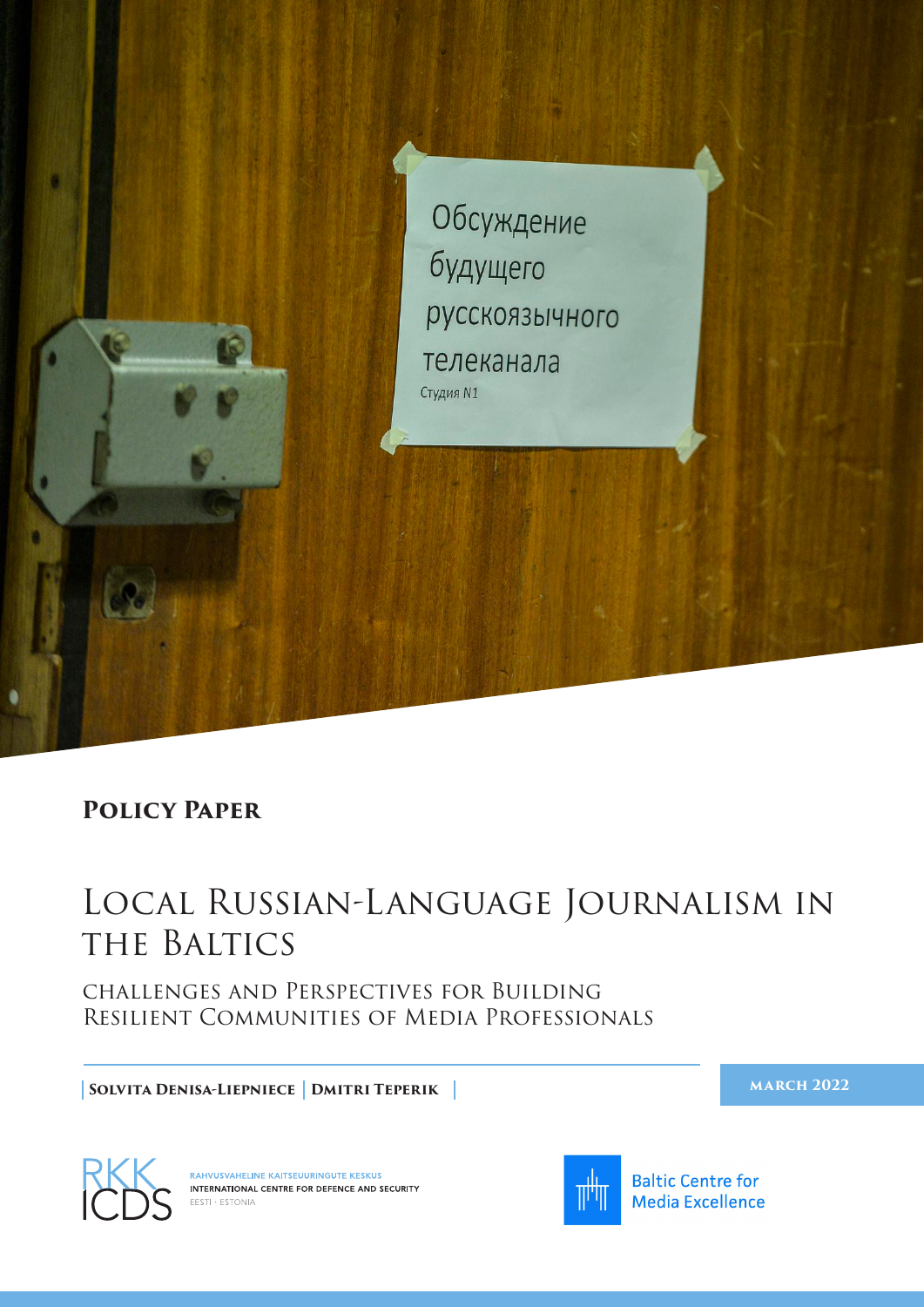**Policy Paper**

# Local Russian-Language Journalism in the Baltics

## Challenges and Perspectives for Building Resilient Communities of Media Professionals

**Solvita Denisa-Liepniece** | **Dmitri Teperik**

**March 2022**

RKK ICDS — Rahvusvaheline Kaitseuuringute Keskus — International Centre for Defence and Security — Eesti · Estonia

Baltic Centre for Media Excellence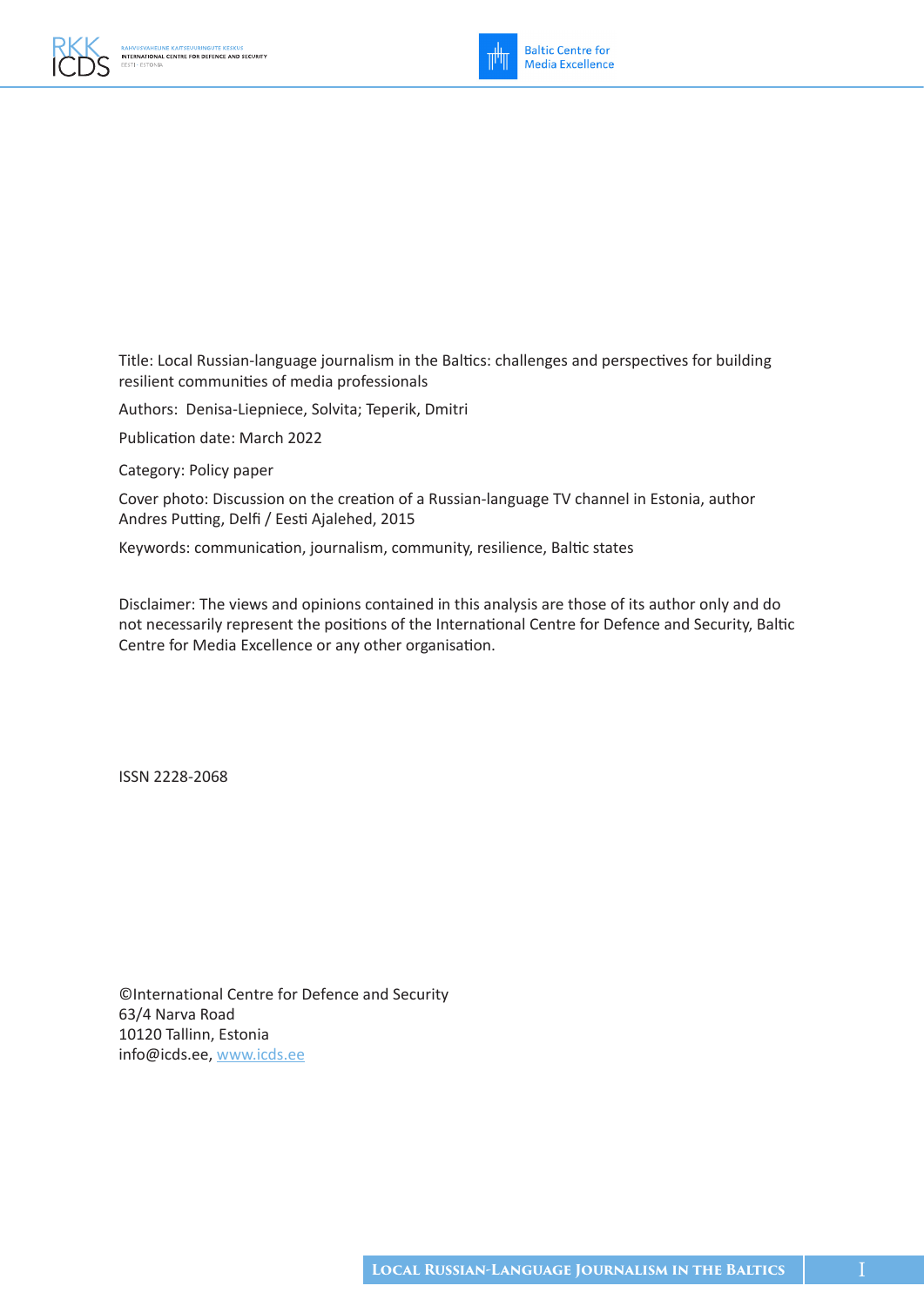Title: Local Russian-language journalism in the Baltics: challenges and perspectives for building resilient communities of media professionals

Authors: Denisa-Liepniece, Solvita; Teperik, Dmitri

Publication date: March 2022

Category: Policy paper

Cover photo: Discussion on the creation of a Russian-language TV channel in Estonia, author Andres Putting, Delfi / Eesti Ajalehed, 2015

Keywords: communication, journalism, community, resilience, Baltic states

Disclaimer: The views and opinions contained in this analysis are those of its author only and do not necessarily represent the positions of the International Centre for Defence and Security, Baltic Centre for Media Excellence or any other organisation.

ISSN 2228-2068

©International Centre for Defence and Security
63/4 Narva Road
10120 Tallinn, Estonia
info@icds.ee, www.icds.ee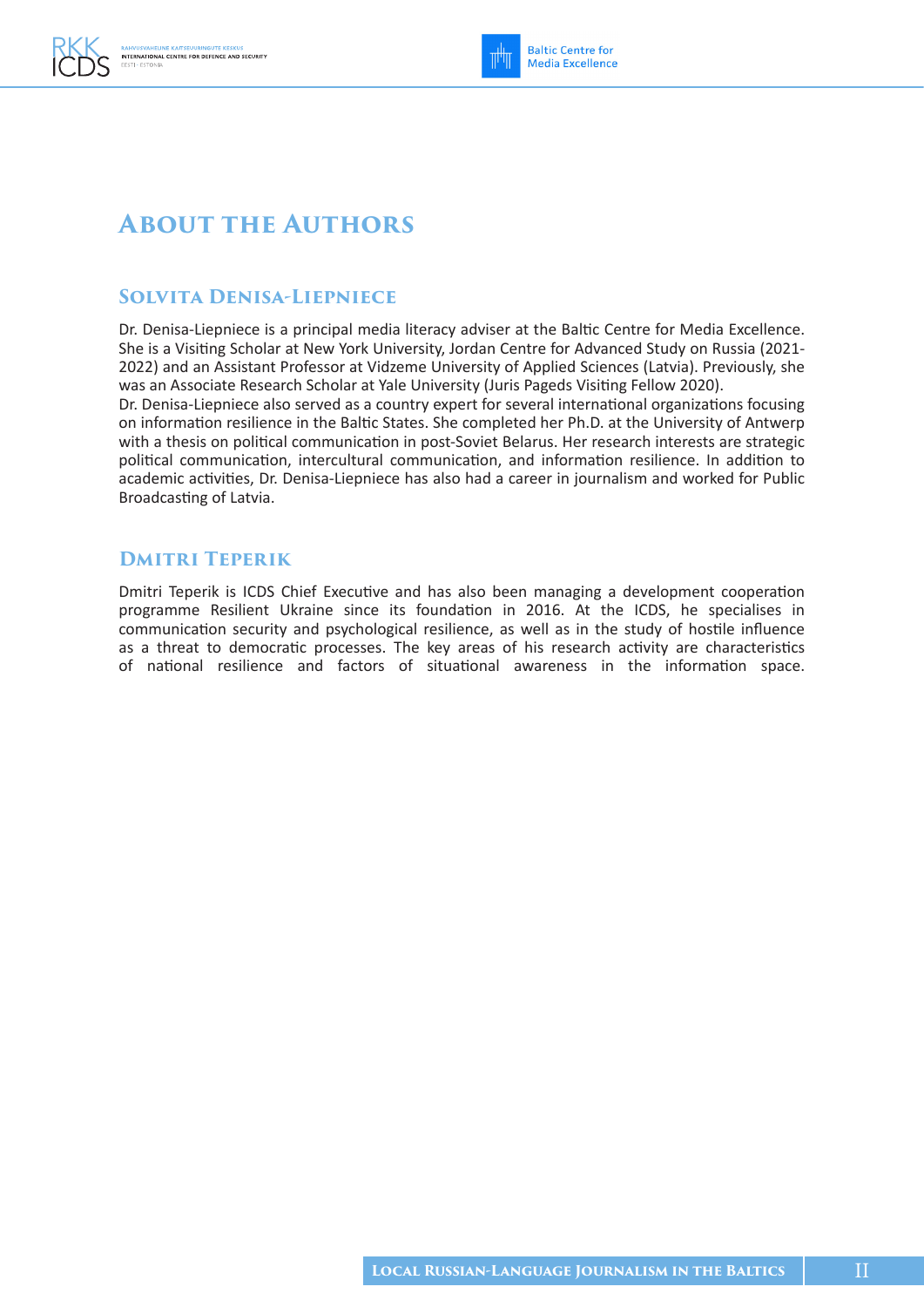# About the Authors

## Solvita Denisa-Liepniece

Dr. Denisa-Liepniece is a principal media literacy adviser at the Baltic Centre for Media Excellence. She is a Visiting Scholar at New York University, Jordan Centre for Advanced Study on Russia (2021-2022) and an Assistant Professor at Vidzeme University of Applied Sciences (Latvia). Previously, she was an Associate Research Scholar at Yale University (Juris Pageds Visiting Fellow 2020).

Dr. Denisa-Liepniece also served as a country expert for several international organizations focusing on information resilience in the Baltic States. She completed her Ph.D. at the University of Antwerp with a thesis on political communication in post-Soviet Belarus. Her research interests are strategic political communication, intercultural communication, and information resilience. In addition to academic activities, Dr. Denisa-Liepniece has also had a career in journalism and worked for Public Broadcasting of Latvia.

## Dmitri Teperik

Dmitri Teperik is ICDS Chief Executive and has also been managing a development cooperation programme Resilient Ukraine since its foundation in 2016. At the ICDS, he specialises in communication security and psychological resilience, as well as in the study of hostile influence as a threat to democratic processes. The key areas of his research activity are characteristics of national resilience and factors of situational awareness in the information space.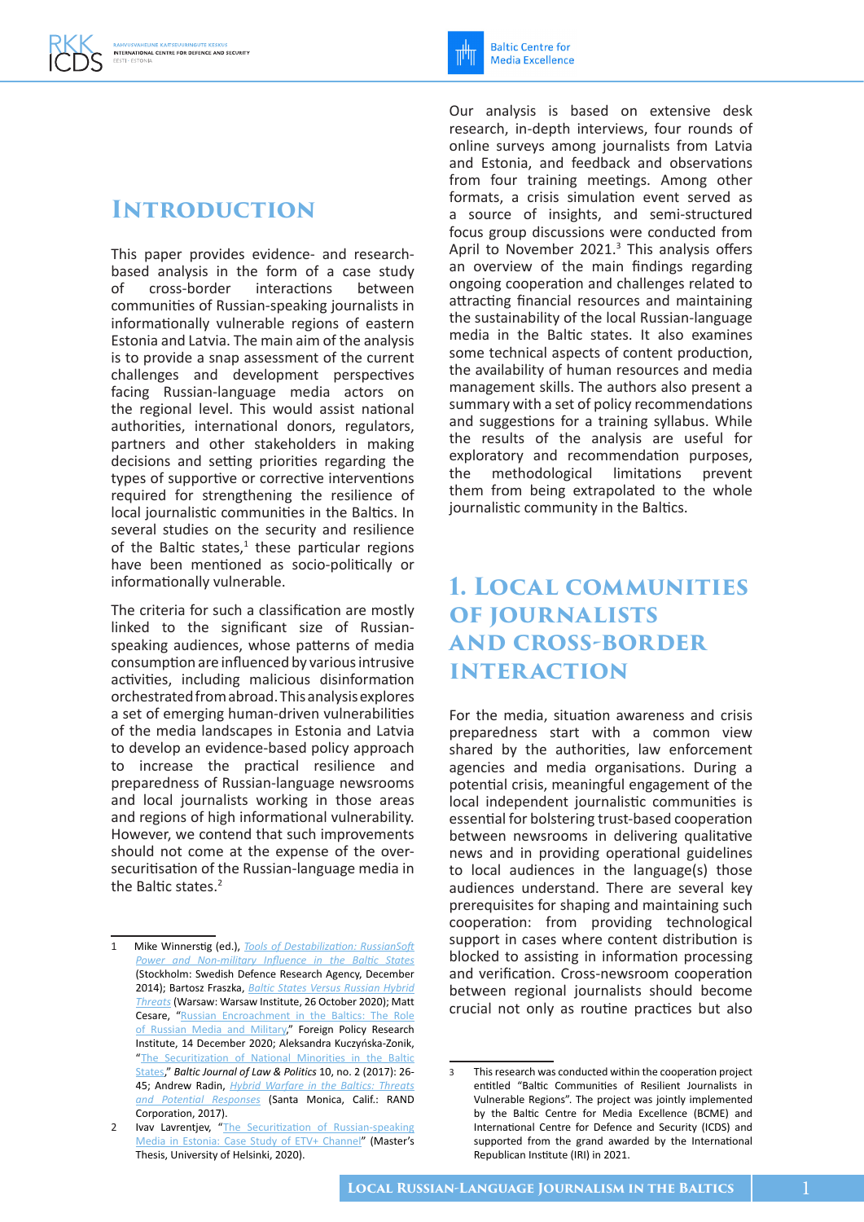# Introduction

This paper provides evidence- and research-based analysis in the form of a case study of cross-border interactions between communities of Russian-speaking journalists in informationally vulnerable regions of eastern Estonia and Latvia. The main aim of the analysis is to provide a snap assessment of the current challenges and development perspectives facing Russian-language media actors on the regional level. This would assist national authorities, international donors, regulators, partners and other stakeholders in making decisions and setting priorities regarding the types of supportive or corrective interventions required for strengthening the resilience of local journalistic communities in the Baltics. In several studies on the security and resilience of the Baltic states,[1] these particular regions have been mentioned as socio-politically or informationally vulnerable.

The criteria for such a classification are mostly linked to the significant size of Russian-speaking audiences, whose patterns of media consumption are influenced by various intrusive activities, including malicious disinformation orchestrated from abroad. This analysis explores a set of emerging human-driven vulnerabilities of the media landscapes in Estonia and Latvia to develop an evidence-based policy approach to increase the practical resilience and preparedness of Russian-language newsrooms and local journalists working in those areas and regions of high informational vulnerability. However, we contend that such improvements should not come at the expense of the over-securitisation of the Russian-language media in the Baltic states.[2]

Our analysis is based on extensive desk research, in-depth interviews, four rounds of online surveys among journalists from Latvia and Estonia, and feedback and observations from four training meetings. Among other formats, a crisis simulation event served as a source of insights, and semi-structured focus group discussions were conducted from April to November 2021.[3] This analysis offers an overview of the main findings regarding ongoing cooperation and challenges related to attracting financial resources and maintaining the sustainability of the local Russian-language media in the Baltic states. It also examines some technical aspects of content production, the availability of human resources and media management skills. The authors also present a summary with a set of policy recommendations and suggestions for a training syllabus. While the results of the analysis are useful for exploratory and recommendation purposes, the methodological limitations prevent them from being extrapolated to the whole journalistic community in the Baltics.

# 1. Local communities of journalists and cross-border interaction

For the media, situation awareness and crisis preparedness start with a common view shared by the authorities, law enforcement agencies and media organisations. During a potential crisis, meaningful engagement of the local independent journalistic communities is essential for bolstering trust-based cooperation between newsrooms in delivering qualitative news and in providing operational guidelines to local audiences in the language(s) those audiences understand. There are several key prerequisites for shaping and maintaining such cooperation: from providing technological support in cases where content distribution is blocked to assisting in information processing and verification. Cross-newsroom cooperation between regional journalists should become crucial not only as routine practices but also

---

1 Mike Winnerstig (ed.), *Tools of Destabilization: RussianSoft Power and Non-military Influence in the Baltic States* (Stockholm: Swedish Defence Research Agency, December 2014); Bartosz Fraszka, *Baltic States Versus Russian Hybrid Threats* (Warsaw: Warsaw Institute, 26 October 2020); Matt Cesare, "Russian Encroachment in the Baltics: The Role of Russian Media and Military," Foreign Policy Research Institute, 14 December 2020; Aleksandra Kuczyńska-Zonik, "The Securitization of National Minorities in the Baltic States," *Baltic Journal of Law & Politics* 10, no. 2 (2017): 26-45; Andrew Radin, *Hybrid Warfare in the Baltics: Threats and Potential Responses* (Santa Monica, Calif.: RAND Corporation, 2017).

2 Ivav Lavrentjev, "The Securitization of Russian-speaking Media in Estonia: Case Study of ETV+ Channel" (Master's Thesis, University of Helsinki, 2020).

3 This research was conducted within the cooperation project entitled "Baltic Communities of Resilient Journalists in Vulnerable Regions". The project was jointly implemented by the Baltic Centre for Media Excellence (BCME) and International Centre for Defence and Security (ICDS) and supported from the grand awarded by the International Republican Institute (IRI) in 2021.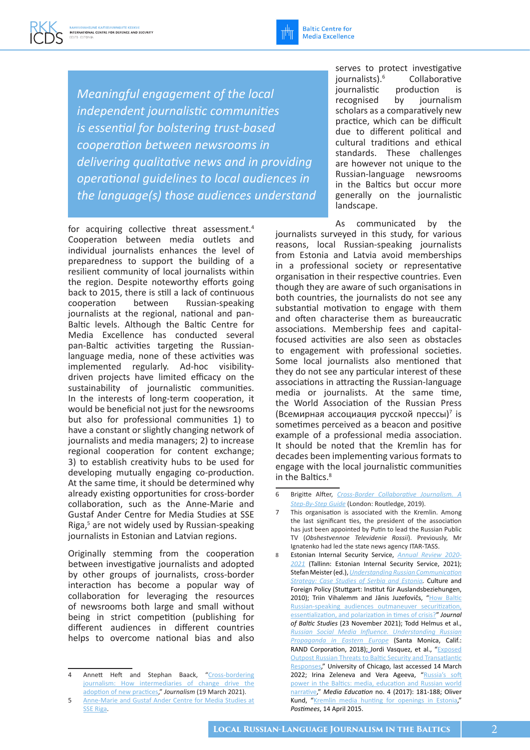*Meaningful engagement of the local independent journalistic communities is essential for bolstering trust-based cooperation between newsrooms in delivering qualitative news and in providing operational guidelines to local audiences in the language(s) those audiences understand*

for acquiring collective threat assessment.[4] Cooperation between media outlets and individual journalists enhances the level of preparedness to support the building of a resilient community of local journalists within the region. Despite noteworthy efforts going back to 2015, there is still a lack of continuous cooperation between Russian-speaking journalists at the regional, national and pan-Baltic levels. Although the Baltic Centre for Media Excellence has conducted several pan-Baltic activities targeting the Russian-language media, none of these activities was implemented regularly. Ad-hoc visibility-driven projects have limited efficacy on the sustainability of journalistic communities. In the interests of long-term cooperation, it would be beneficial not just for the newsrooms but also for professional communities 1) to have a constant or slightly changing network of journalists and media managers; 2) to increase regional cooperation for content exchange; 3) to establish creativity hubs to be used for developing mutually engaging co-production. At the same time, it should be determined why already existing opportunities for cross-border collaboration, such as the Anne-Marie and Gustaf Ander Centre for Media Studies at SSE Riga,[5] are not widely used by Russian-speaking journalists in Estonian and Latvian regions.

Originally stemming from the cooperation between investigative journalists and adopted by other groups of journalists, cross-border interaction has become a popular way of collaboration for leveraging the resources of newsrooms both large and small without being in strict competition (publishing for different audiences in different countries helps to overcome national bias and also serves to protect investigative journalists).[6] Collaborative journalistic production is recognised by journalism scholars as a comparatively new practice, which can be difficult due to different political and cultural traditions and ethical standards. These challenges are however not unique to the Russian-language newsrooms in the Baltics but occur more generally on the journalistic landscape.

As communicated by the journalists surveyed in this study, for various reasons, local Russian-speaking journalists from Estonia and Latvia avoid memberships in a professional society or representative organisation in their respective countries. Even though they are aware of such organisations in both countries, the journalists do not see any substantial motivation to engage with them and often characterise them as bureaucratic associations. Membership fees and capital-focused activities are also seen as obstacles to engagement with professional societies. Some local journalists also mentioned that they do not see any particular interest of these associations in attracting the Russian-language media or journalists. At the same time, the World Association of the Russian Press (Всемирная ассоциация русской прессы)[7] is sometimes perceived as a beacon and positive example of a professional media association. It should be noted that the Kremlin has for decades been implementing various formats to engage with the local journalistic communities in the Baltics.[8]

---

4 Annett Heft and Stephan Baack, "Cross-bordering journalism: How intermediaries of change drive the adoption of new practices," *Journalism* (19 March 2021).

5 Anne-Marie and Gustaf Ander Centre for Media Studies at SSE Riga.

6 Brigitte Alfter, *Cross-Border Collaborative Journalism. A Step-By-Step Guide* (London: Routledge, 2019).

7 This organisation is associated with the Kremlin. Among the last significant ties, the president of the association has just been appointed by Putin to lead the Russian Public TV (*Obshestvennoe Televidenie Rossii*). Previously, Mr Ignatenko had led the state news agency ITAR-TASS.

8 Estonian Internal Security Service, *Annual Review 2020-2021* (Tallinn: Estonian Internal Security Service, 2021); Stefan Meister (ed.), *Understanding Russian Communication Strategy: Case Studies of Serbia and Estonia*. Culture and Foreign Policy (Stuttgart: Institut für Auslandsbeziehungen, 2010); Triin Vihalemm and Jānis Juzefovičs, "How Baltic Russian-speaking audiences outmaneuver securitization, essentialization, and polarization in times of crisis?" *Journal of Baltic Studies* (23 November 2021); Todd Helmus et al., *Russian Social Media Influence. Understanding Russian Propaganda in Eastern Europe* (Santa Monica, Calif.: RAND Corporation, 2018); Jordi Vasquez, et al., "Exposed Outpost Russian Threats to Baltic Security and Transatlantic Responses," University of Chicago, last accessed 14 March 2022; Irina Zeleneva and Vera Ageeva, "Russia's soft power in the Baltics: media, education and Russian world narrative," *Media Education* no. 4 (2017): 181-188; Oliver Kund, "Kremlin media hunting for openings in Estonia," *Postimees*, 14 April 2015.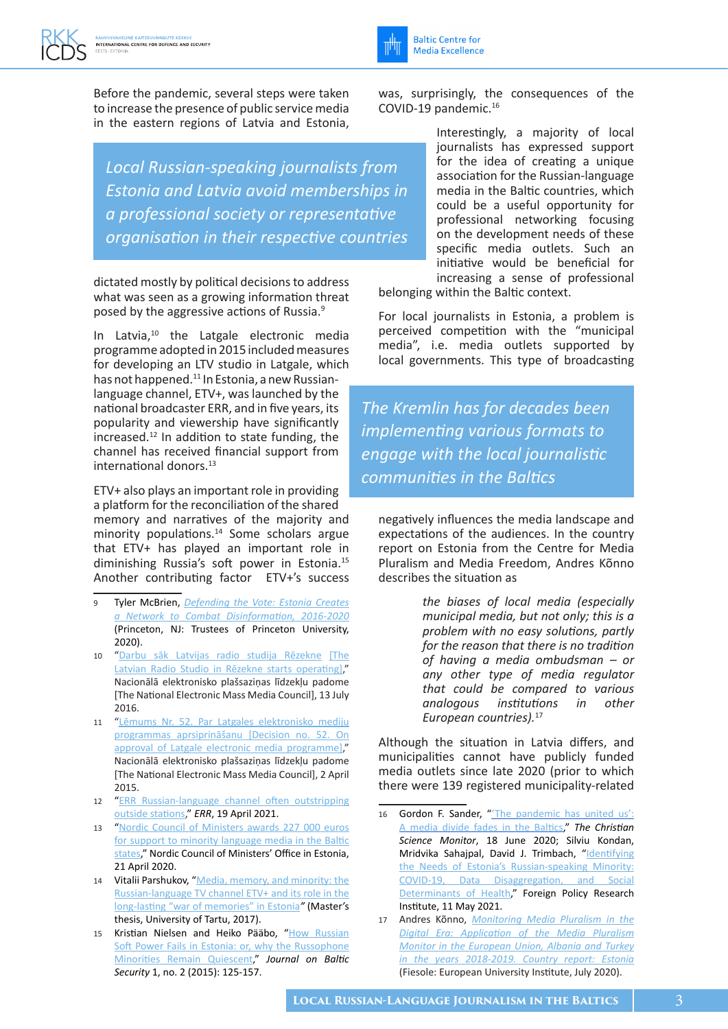Before the pandemic, several steps were taken to increase the presence of public service media in the eastern regions of Latvia and Estonia, dictated mostly by political decisions to address what was seen as a growing information threat posed by the aggressive actions of Russia.[9]

> *Local Russian-speaking journalists from Estonia and Latvia avoid memberships in a professional society or representative organisation in their respective countries*

In Latvia,[10] the Latgale electronic media programme adopted in 2015 included measures for developing an LTV studio in Latgale, which has not happened.[11] In Estonia, a new Russian-language channel, ETV+, was launched by the national broadcaster ERR, and in five years, its popularity and viewership have significantly increased.[12] In addition to state funding, the channel has received financial support from international donors.[13]

ETV+ also plays an important role in providing a platform for the reconciliation of the shared memory and narratives of the majority and minority populations.[14] Some scholars argue that ETV+ has played an important role in diminishing Russia's soft power in Estonia.[15] Another contributing factor ETV+'s success was, surprisingly, the consequences of the COVID-19 pandemic.[16]

Interestingly, a majority of local journalists has expressed support for the idea of creating a unique association for the Russian-language media in the Baltic countries, which could be a useful opportunity for professional networking focusing on the development needs of these specific media outlets. Such an initiative would be beneficial for increasing a sense of professional belonging within the Baltic context.

For local journalists in Estonia, a problem is perceived competition with the "municipal media", i.e. media outlets supported by local governments. This type of broadcasting negatively influences the media landscape and expectations of the audiences. In the country report on Estonia from the Centre for Media Pluralism and Media Freedom, Andres Kõnno describes the situation as

> *The Kremlin has for decades been implementing various formats to engage with the local journalistic communities in the Baltics*

> *the biases of local media (especially municipal media, but not only; this is a problem with no easy solutions, partly for the reason that there is no tradition of having a media ombudsman – or any other type of media regulator that could be compared to various analogous institutions in other European countries).*[17]

Although the situation in Latvia differs, and municipalities cannot have publicly funded media outlets since late 2020 (prior to which there were 139 registered municipality-related

---

9 Tyler McBrien, *Defending the Vote: Estonia Creates a Network to Combat Disinformation, 2016-2020* (Princeton, NJ: Trustees of Princeton University, 2020).

10 "Darbu sāk Latvijas radio studija Rēzekne [The Latvian Radio Studio in Rēzekne starts operating]," Nacionālā elektronisko plašsaziņas līdzekļu padome [The National Electronic Mass Media Council], 13 July 2016.

11 "Lēmums Nr. 52. Par Latgales elektronisko mediju programmas apsriprināšanu [Decision no. 52. On approval of Latgale electronic media programme]," Nacionālā elektronisko plašsaziņas līdzekļu padome [The National Electronic Mass Media Council], 2 April 2015.

12 "ERR Russian-language channel often outstripping outside stations," *ERR*, 19 April 2021.

13 "Nordic Council of Ministers awards 227 000 euros for support to minority language media in the Baltic states," Nordic Council of Ministers' Office in Estonia, 21 April 2020.

14 Vitalii Parshukov, "Media, memory, and minority: the Russian-language TV channel ETV+ and its role in the long-lasting "war of memories" in Estonia*"* (Master's thesis, University of Tartu, 2017).

15 Kristian Nielsen and Heiko Pääbo, "How Russian Soft Power Fails in Estonia: or, why the Russophone Minorities Remain Quiescent," *Journal on Baltic Security* 1, no. 2 (2015): 125-157.

16 Gordon F. Sander, "'The pandemic has united us': A media divide fades in the Baltics," *The Christian Science Monitor*, 18 June 2020; Silviu Kondan, Mridvika Sahajpal, David J. Trimbach, "Identifying the Needs of Estonia's Russian-speaking Minority: COVID-19, Data Disaggregation, and Social Determinants of Health," Foreign Policy Research Institute, 11 May 2021.

17 Andres Kõnno, *Monitoring Media Pluralism in the Digital Era: Application of the Media Pluralism Monitor in the European Union, Albania and Turkey in the years 2018-2019. Country report: Estonia* (Fiesole: European University Institute, July 2020).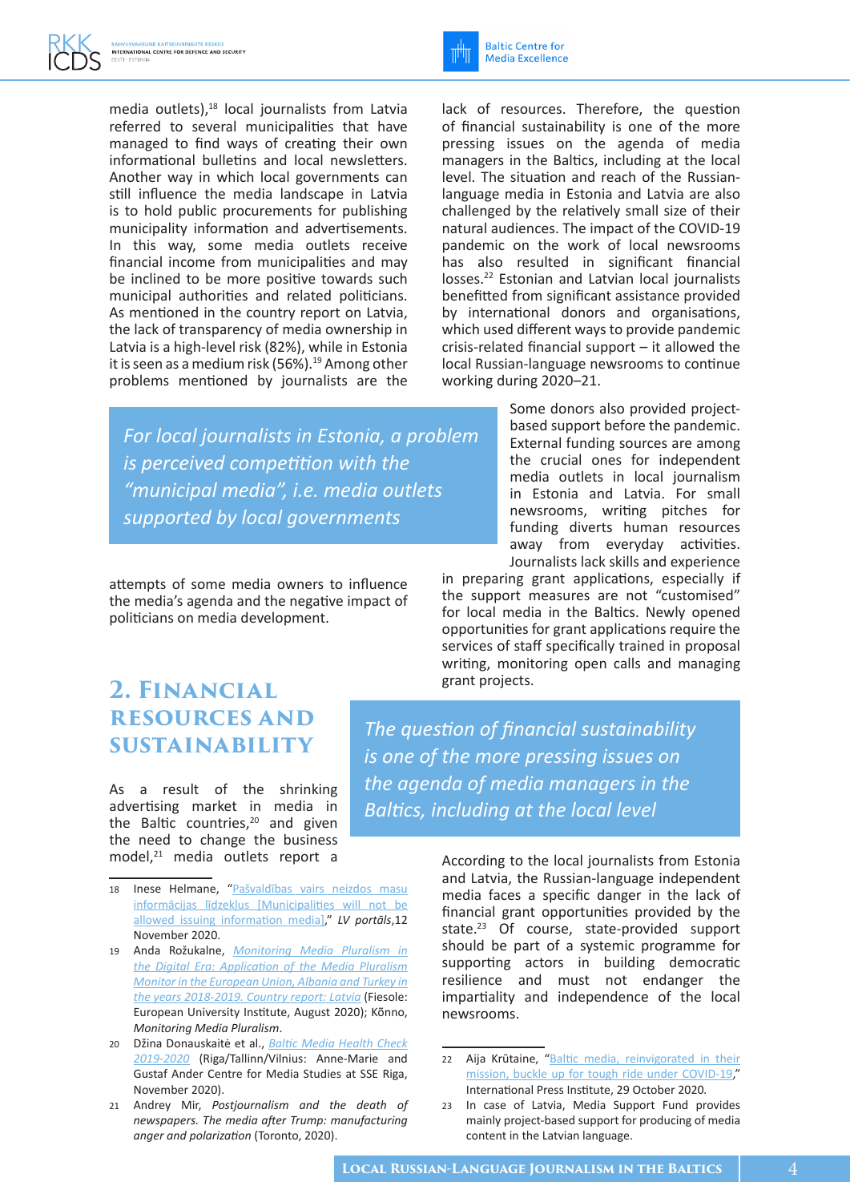media outlets),[18] local journalists from Latvia referred to several municipalities that have managed to find ways of creating their own informational bulletins and local newsletters. Another way in which local governments can still influence the media landscape in Latvia is to hold public procurements for publishing municipality information and advertisements. In this way, some media outlets receive financial income from municipalities and may be inclined to be more positive towards such municipal authorities and related politicians. As mentioned in the country report on Latvia, the lack of transparency of media ownership in Latvia is a high-level risk (82%), while in Estonia it is seen as a medium risk (56%).[19] Among other problems mentioned by journalists are the attempts of some media owners to influence the media's agenda and the negative impact of politicians on media development.

> *For local journalists in Estonia, a problem is perceived competition with the "municipal media", i.e. media outlets supported by local governments*

## 2. Financial resources and sustainability

As a result of the shrinking advertising market in media in the Baltic countries,[20] and given the need to change the business model,[21] media outlets report a lack of resources. Therefore, the question of financial sustainability is one of the more pressing issues on the agenda of media managers in the Baltics, including at the local level. The situation and reach of the Russian-language media in Estonia and Latvia are also challenged by the relatively small size of their natural audiences. The impact of the COVID-19 pandemic on the work of local newsrooms has also resulted in significant financial losses.[22] Estonian and Latvian local journalists benefitted from significant assistance provided by international donors and organisations, which used different ways to provide pandemic crisis-related financial support – it allowed the local Russian-language newsrooms to continue working during 2020–21.

Some donors also provided project-based support before the pandemic. External funding sources are among the crucial ones for independent media outlets in local journalism in Estonia and Latvia. For small newsrooms, writing pitches for funding diverts human resources away from everyday activities. Journalists lack skills and experience in preparing grant applications, especially if the support measures are not "customised" for local media in the Baltics. Newly opened opportunities for grant applications require the services of staff specifically trained in proposal writing, monitoring open calls and managing grant projects.

> *The question of financial sustainability is one of the more pressing issues on the agenda of media managers in the Baltics, including at the local level*

According to the local journalists from Estonia and Latvia, the Russian-language independent media faces a specific danger in the lack of financial grant opportunities provided by the state.[23] Of course, state-provided support should be part of a systemic programme for supporting actors in building democratic resilience and must not endanger the impartiality and independence of the local newsrooms.

---

18 Inese Helmane, "Pašvaldības vairs neizdos masu informācijas līdzekļus [Municipalities will not be allowed issuing information media]," *LV portāls*,12 November 2020.

19 Anda Rožukalne, *Monitoring Media Pluralism in the Digital Era: Application of the Media Pluralism Monitor in the European Union, Albania and Turkey in the years 2018-2019. Country report: Latvia* (Fiesole: European University Institute, August 2020); Kõnno, *Monitoring Media Pluralism*.

20 Džina Donauskaitė et al., *Baltic Media Health Check 2019-2020* (Riga/Tallinn/Vilnius: Anne-Marie and Gustaf Ander Centre for Media Studies at SSE Riga, November 2020).

21 Andrey Mir, *Postjournalism and the death of newspapers. The media after Trump: manufacturing anger and polarization* (Toronto, 2020).

22 Aija Krūtaine, "Baltic media, reinvigorated in their mission, buckle up for tough ride under COVID-19," International Press Institute, 29 October 2020.

23 In case of Latvia, Media Support Fund provides mainly project-based support for producing of media content in the Latvian language.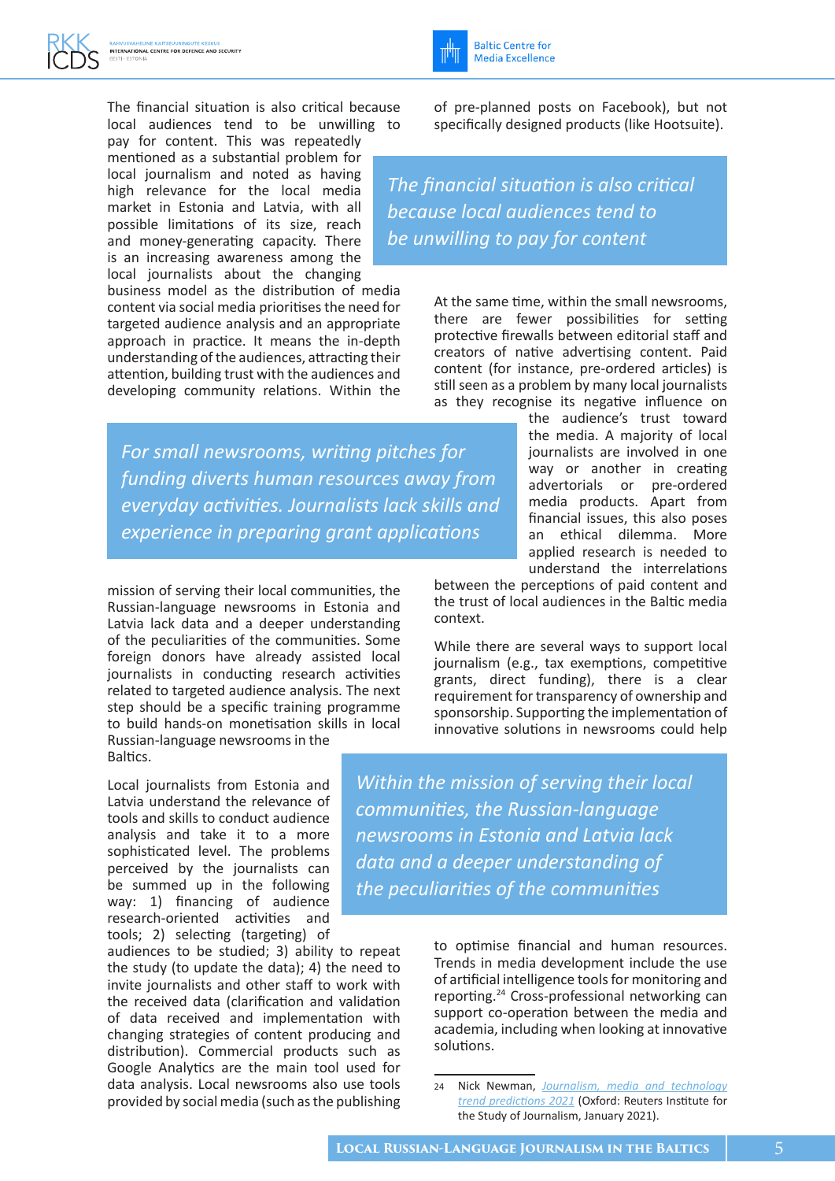The financial situation is also critical because local audiences tend to be unwilling to pay for content. This was repeatedly mentioned as a substantial problem for local journalism and noted as having high relevance for the local media market in Estonia and Latvia, with all possible limitations of its size, reach and money-generating capacity. There is an increasing awareness among the local journalists about the changing business model as the distribution of media content via social media prioritises the need for targeted audience analysis and an appropriate approach in practice. It means the in-depth understanding of the audiences, attracting their attention, building trust with the audiences and developing community relations. Within the mission of serving their local communities, the Russian-language newsrooms in Estonia and Latvia lack data and a deeper understanding of the peculiarities of the communities. Some foreign donors have already assisted local journalists in conducting research activities related to targeted audience analysis. The next step should be a specific training programme to build hands-on monetisation skills in local Russian-language newsrooms in the Baltics.

Local journalists from Estonia and Latvia understand the relevance of tools and skills to conduct audience analysis and take it to a more sophisticated level. The problems perceived by the journalists can be summed up in the following way: 1) financing of audience research-oriented activities and tools; 2) selecting (targeting) of audiences to be studied; 3) ability to repeat the study (to update the data); 4) the need to invite journalists and other staff to work with the received data (clarification and validation of data received and implementation with changing strategies of content producing and distribution). Commercial products such as Google Analytics are the main tool used for data analysis. Local newsrooms also use tools provided by social media (such as the publishing of pre-planned posts on Facebook), but not specifically designed products (like Hootsuite).

*The financial situation is also critical because local audiences tend to be unwilling to pay for content*

At the same time, within the small newsrooms, there are fewer possibilities for setting protective firewalls between editorial staff and creators of native advertising content. Paid content (for instance, pre-ordered articles) is still seen as a problem by many local journalists as they recognise its negative influence on the audience's trust toward the media. A majority of local journalists are involved in one way or another in creating advertorials or pre-ordered media products. Apart from financial issues, this also poses an ethical dilemma. More applied research is needed to understand the interrelations between the perceptions of paid content and the trust of local audiences in the Baltic media context.

*For small newsrooms, writing pitches for funding diverts human resources away from everyday activities. Journalists lack skills and experience in preparing grant applications*

While there are several ways to support local journalism (e.g., tax exemptions, competitive grants, direct funding), there is a clear requirement for transparency of ownership and sponsorship. Supporting the implementation of innovative solutions in newsrooms could help to optimise financial and human resources. Trends in media development include the use of artificial intelligence tools for monitoring and reporting.[24] Cross-professional networking can support co-operation between the media and academia, including when looking at innovative solutions.

*Within the mission of serving their local communities, the Russian-language newsrooms in Estonia and Latvia lack data and a deeper understanding of the peculiarities of the communities*

---

24 Nick Newman, *Journalism, media and technology trend predictions 2021* (Oxford: Reuters Institute for the Study of Journalism, January 2021).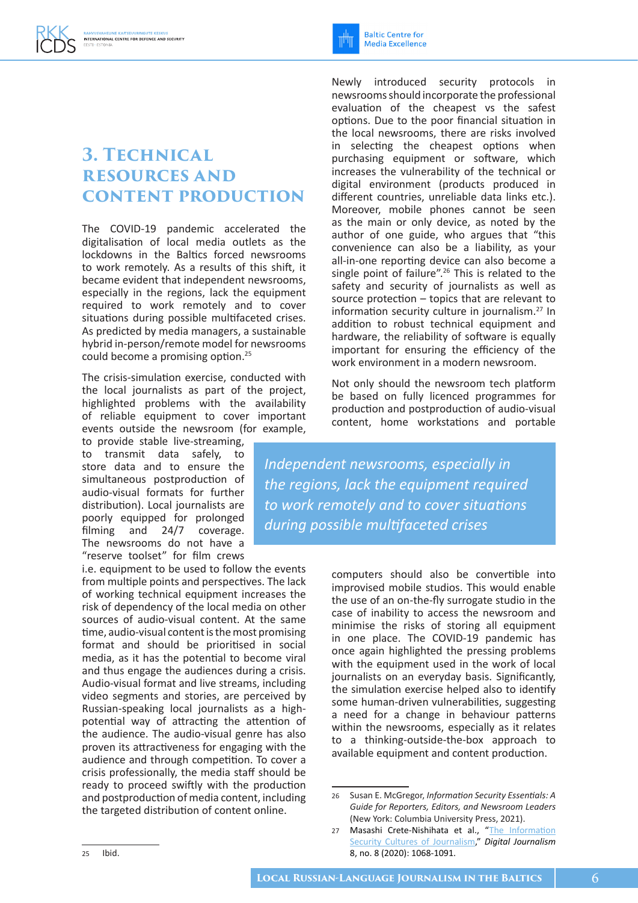# 3. Technical resources and content production

The COVID-19 pandemic accelerated the digitalisation of local media outlets as the lockdowns in the Baltics forced newsrooms to work remotely. As a results of this shift, it became evident that independent newsrooms, especially in the regions, lack the equipment required to work remotely and to cover situations during possible multifaceted crises. As predicted by media managers, a sustainable hybrid in-person/remote model for newsrooms could become a promising option.[25]

The crisis-simulation exercise, conducted with the local journalists as part of the project, highlighted problems with the availability of reliable equipment to cover important events outside the newsroom (for example, to provide stable live-streaming, to transmit data safely, to store data and to ensure the simultaneous postproduction of audio-visual formats for further distribution). Local journalists are poorly equipped for prolonged filming and 24/7 coverage. The newsrooms do not have a "reserve toolset" for film crews i.e. equipment to be used to follow the events from multiple points and perspectives. The lack of working technical equipment increases the risk of dependency of the local media on other sources of audio-visual content. At the same time, audio-visual content is the most promising format and should be prioritised in social media, as it has the potential to become viral and thus engage the audiences during a crisis. Audio-visual format and live streams, including video segments and stories, are perceived by Russian-speaking local journalists as a high-potential way of attracting the attention of the audience. The audio-visual genre has also proven its attractiveness for engaging with the audience and through competition. To cover a crisis professionally, the media staff should be ready to proceed swiftly with the production and postproduction of media content, including the targeted distribution of content online.

Newly introduced security protocols in newsrooms should incorporate the professional evaluation of the cheapest vs the safest options. Due to the poor financial situation in the local newsrooms, there are risks involved in selecting the cheapest options when purchasing equipment or software, which increases the vulnerability of the technical or digital environment (products produced in different countries, unreliable data links etc.). Moreover, mobile phones cannot be seen as the main or only device, as noted by the author of one guide, who argues that "this convenience can also be a liability, as your all-in-one reporting device can also become a single point of failure".[26] This is related to the safety and security of journalists as well as source protection – topics that are relevant to information security culture in journalism.[27] In addition to robust technical equipment and hardware, the reliability of software is equally important for ensuring the efficiency of the work environment in a modern newsroom.

Not only should the newsroom tech platform be based on fully licenced programmes for production and postproduction of audio-visual content, home workstations and portable computers should also be convertible into improvised mobile studios. This would enable the use of an on-the-fly surrogate studio in the case of inability to access the newsroom and minimise the risks of storing all equipment in one place. The COVID-19 pandemic has once again highlighted the pressing problems with the equipment used in the work of local journalists on an everyday basis. Significantly, the simulation exercise helped also to identify some human-driven vulnerabilities, suggesting a need for a change in behaviour patterns within the newsrooms, especially as it relates to a thinking-outside-the-box approach to available equipment and content production.

> *Independent newsrooms, especially in the regions, lack the equipment required to work remotely and to cover situations during possible multifaceted crises*

---

25 Ibid.

26 Susan E. McGregor, *Information Security Essentials: A Guide for Reporters, Editors, and Newsroom Leaders* (New York: Columbia University Press, 2021).

27 Masashi Crete-Nishihata et al., "The Information Security Cultures of Journalism," *Digital Journalism* 8, no. 8 (2020): 1068-1091.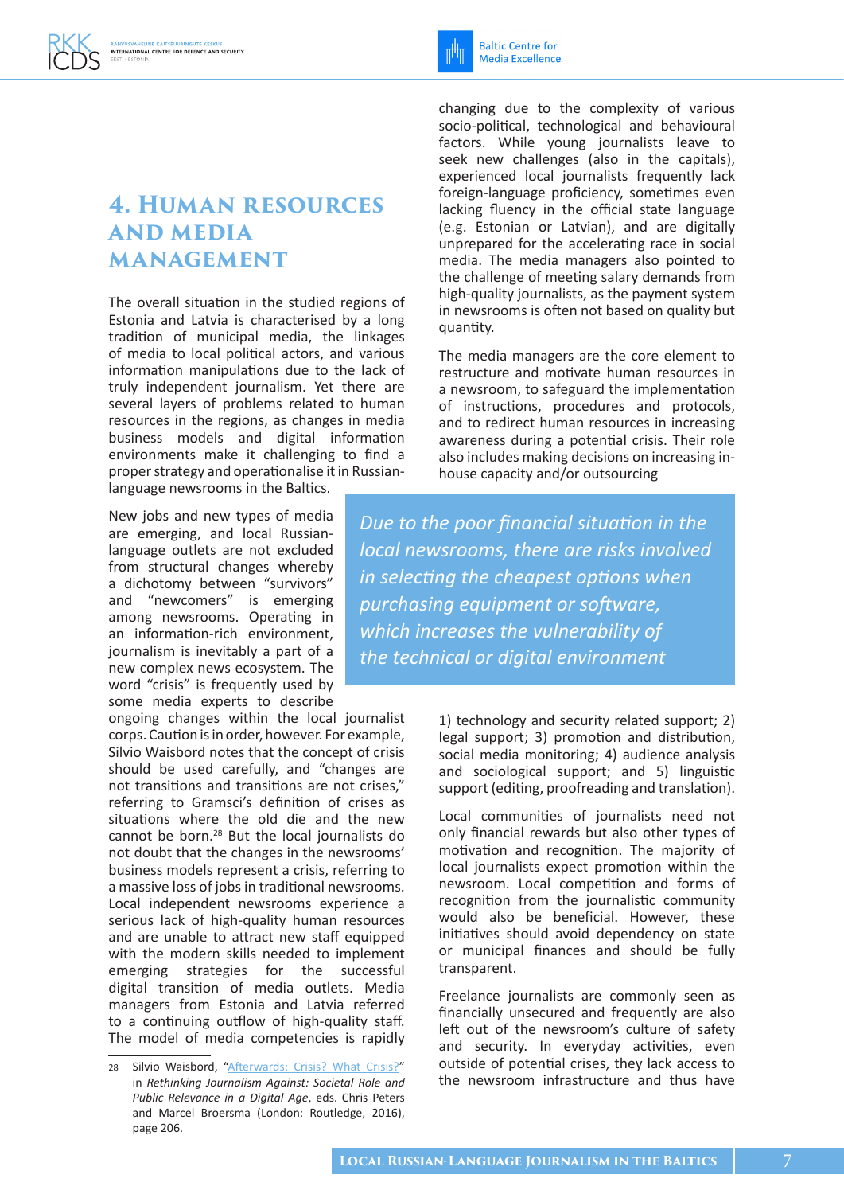# 4. Human resources and media management

The overall situation in the studied regions of Estonia and Latvia is characterised by a long tradition of municipal media, the linkages of media to local political actors, and various information manipulations due to the lack of truly independent journalism. Yet there are several layers of problems related to human resources in the regions, as changes in media business models and digital information environments make it challenging to find a proper strategy and operationalise it in Russian-language newsrooms in the Baltics.

New jobs and new types of media are emerging, and local Russian-language outlets are not excluded from structural changes whereby a dichotomy between "survivors" and "newcomers" is emerging among newsrooms. Operating in an information-rich environment, journalism is inevitably a part of a new complex news ecosystem. The word "crisis" is frequently used by some media experts to describe ongoing changes within the local journalist corps. Caution is in order, however. For example, Silvio Waisbord notes that the concept of crisis should be used carefully, and "changes are not transitions and transitions are not crises," referring to Gramsci's definition of crises as situations where the old die and the new cannot be born.[28] But the local journalists do not doubt that the changes in the newsrooms' business models represent a crisis, referring to a massive loss of jobs in traditional newsrooms. Local independent newsrooms experience a serious lack of high-quality human resources and are unable to attract new staff equipped with the modern skills needed to implement emerging strategies for the successful digital transition of media outlets. Media managers from Estonia and Latvia referred to a continuing outflow of high-quality staff. The model of media competencies is rapidly changing due to the complexity of various socio-political, technological and behavioural factors. While young journalists leave to seek new challenges (also in the capitals), experienced local journalists frequently lack foreign-language proficiency, sometimes even lacking fluency in the official state language (e.g. Estonian or Latvian), and are digitally unprepared for the accelerating race in social media. The media managers also pointed to the challenge of meeting salary demands from high-quality journalists, as the payment system in newsrooms is often not based on quality but quantity.

The media managers are the core element to restructure and motivate human resources in a newsroom, to safeguard the implementation of instructions, procedures and protocols, and to redirect human resources in increasing awareness during a potential crisis. Their role also includes making decisions on increasing in-house capacity and/or outsourcing 1) technology and security related support; 2) legal support; 3) promotion and distribution, social media monitoring; 4) audience analysis and sociological support; and 5) linguistic support (editing, proofreading and translation).

> *Due to the poor financial situation in the local newsrooms, there are risks involved in selecting the cheapest options when purchasing equipment or software, which increases the vulnerability of the technical or digital environment*

Local communities of journalists need not only financial rewards but also other types of motivation and recognition. The majority of local journalists expect promotion within the newsroom. Local competition and forms of recognition from the journalistic community would also be beneficial. However, these initiatives should avoid dependency on state or municipal finances and should be fully transparent.

Freelance journalists are commonly seen as financially unsecured and frequently are also left out of the newsroom's culture of safety and security. In everyday activities, even outside of potential crises, they lack access to the newsroom infrastructure and thus have

---

28 Silvio Waisbord, "Afterwards: Crisis? What Crisis?" in *Rethinking Journalism Against: Societal Role and Public Relevance in a Digital Age*, eds. Chris Peters and Marcel Broersma (London: Routledge, 2016), page 206.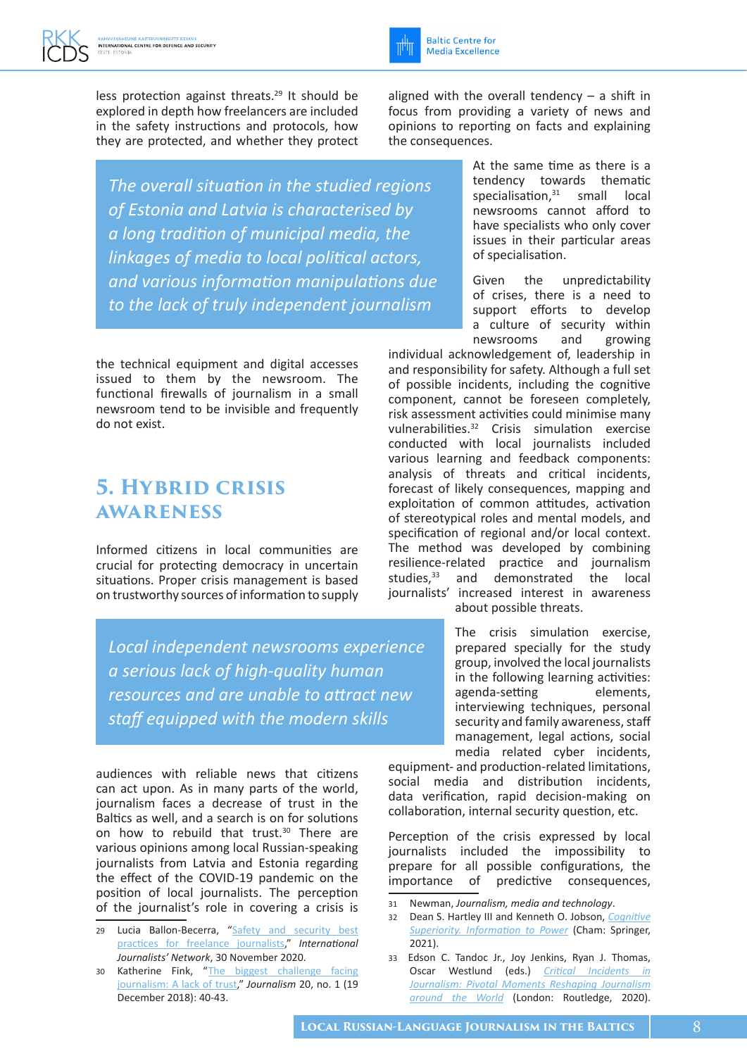less protection against threats.[29] It should be explored in depth how freelancers are included in the safety instructions and protocols, how they are protected, and whether they protect the technical equipment and digital accesses issued to them by the newsroom. The functional firewalls of journalism in a small newsroom tend to be invisible and frequently do not exist.

> *The overall situation in the studied regions of Estonia and Latvia is characterised by a long tradition of municipal media, the linkages of media to local political actors, and various information manipulations due to the lack of truly independent journalism*

## 5. Hybrid Crisis Awareness

Informed citizens in local communities are crucial for protecting democracy in uncertain situations. Proper crisis management is based on trustworthy sources of information to supply audiences with reliable news that citizens can act upon. As in many parts of the world, journalism faces a decrease of trust in the Baltics as well, and a search is on for solutions on how to rebuild that trust.[30] There are various opinions among local Russian-speaking journalists from Latvia and Estonia regarding the effect of the COVID-19 pandemic on the position of local journalists. The perception of the journalist's role in covering a crisis is aligned with the overall tendency – a shift in focus from providing a variety of news and opinions to reporting on facts and explaining the consequences.

> *Local independent newsrooms experience a serious lack of high-quality human resources and are unable to attract new staff equipped with the modern skills*

At the same time as there is a tendency towards thematic specialisation,[31] small local newsrooms cannot afford to have specialists who only cover issues in their particular areas of specialisation.

Given the unpredictability of crises, there is a need to support efforts to develop a culture of security within newsrooms and growing individual acknowledgement of, leadership in and responsibility for safety. Although a full set of possible incidents, including the cognitive component, cannot be foreseen completely, risk assessment activities could minimise many vulnerabilities.[32] Crisis simulation exercise conducted with local journalists included various learning and feedback components: analysis of threats and critical incidents, forecast of likely consequences, mapping and exploitation of common attitudes, activation of stereotypical roles and mental models, and specification of regional and/or local context. The method was developed by combining resilience-related practice and journalism studies,[33] and demonstrated the local journalists' increased interest in awareness about possible threats.

The crisis simulation exercise, prepared specially for the study group, involved the local journalists in the following learning activities: agenda-setting elements, interviewing techniques, personal security and family awareness, staff management, legal actions, social media related cyber incidents, equipment- and production-related limitations, social media and distribution incidents, data verification, rapid decision-making on collaboration, internal security question, etc.

Perception of the crisis expressed by local journalists included the impossibility to prepare for all possible configurations, the importance of predictive consequences,

---

29 Lucia Ballon-Becerra, "Safety and security best practices for freelance journalists," *International Journalists' Network*, 30 November 2020.

30 Katherine Fink, "The biggest challenge facing journalism: A lack of trust," *Journalism* 20, no. 1 (19 December 2018): 40-43.

31 Newman, *Journalism, media and technology*.

32 Dean S. Hartley III and Kenneth O. Jobson, *Cognitive Superiority. Information to Power* (Cham: Springer, 2021).

33 Edson C. Tandoc Jr., Joy Jenkins, Ryan J. Thomas, Oscar Westlund (eds.) *Critical Incidents in Journalism: Pivotal Moments Reshaping Journalism around the World* (London: Routledge, 2020).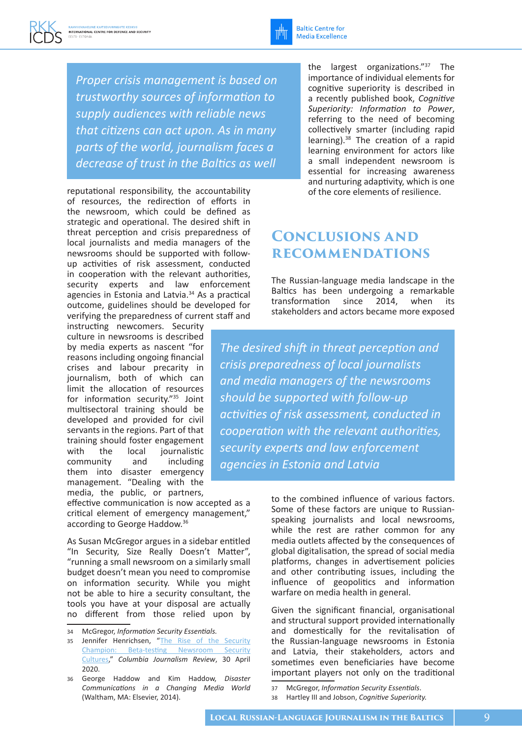*Proper crisis management is based on trustworthy sources of information to supply audiences with reliable news that citizens can act upon. As in many parts of the world, journalism faces a decrease of trust in the Baltics as well*

reputational responsibility, the accountability of resources, the redirection of efforts in the newsroom, which could be defined as strategic and operational. The desired shift in threat perception and crisis preparedness of local journalists and media managers of the newsrooms should be supported with follow-up activities of risk assessment, conducted in cooperation with the relevant authorities, security experts and law enforcement agencies in Estonia and Latvia.[34] As a practical outcome, guidelines should be developed for verifying the preparedness of current staff and instructing newcomers. Security culture in newsrooms is described by media experts as nascent "for reasons including ongoing financial crises and labour precarity in journalism, both of which can limit the allocation of resources for information security."[35] Joint multisectoral training should be developed and provided for civil servants in the regions. Part of that training should foster engagement with the local journalistic community and including them into disaster emergency management. "Dealing with the media, the public, or partners, effective communication is now accepted as a critical element of emergency management," according to George Haddow.[36]

As Susan McGregor argues in a sidebar entitled "In Security, Size Really Doesn't Matter", "running a small newsroom on a similarly small budget doesn't mean you need to compromise on information security. While you might not be able to hire a security consultant, the tools you have at your disposal are actually no different from those relied upon by the largest organizations."[37] The importance of individual elements for cognitive superiority is described in a recently published book, *Cognitive Superiority: Information to Power*, referring to the need of becoming collectively smarter (including rapid learning).[38] The creation of a rapid learning environment for actors like a small independent newsroom is essential for increasing awareness and nurturing adaptivity, which is one of the core elements of resilience.

## Conclusions and Recommendations

The Russian-language media landscape in the Baltics has been undergoing a remarkable transformation since 2014, when its stakeholders and actors became more exposed to the combined influence of various factors. Some of these factors are unique to Russian-speaking journalists and local newsrooms, while the rest are rather common for any media outlets affected by the consequences of global digitalisation, the spread of social media platforms, changes in advertisement policies and other contributing issues, including the influence of geopolitics and information warfare on media health in general.

*The desired shift in threat perception and crisis preparedness of local journalists and media managers of the newsrooms should be supported with follow-up activities of risk assessment, conducted in cooperation with the relevant authorities, security experts and law enforcement agencies in Estonia and Latvia*

Given the significant financial, organisational and structural support provided internationally and domestically for the revitalisation of the Russian-language newsrooms in Estonia and Latvia, their stakeholders, actors and sometimes even beneficiaries have become important players not only on the traditional

---

34 McGregor, *Information Security Essentials.*

35 Jennifer Henrichsen, "The Rise of the Security Champion: Beta-testing Newsroom Security Cultures," *Columbia Journalism Review*, 30 April 2020.

36 George Haddow and Kim Haddow, *Disaster Communications in a Changing Media World* (Waltham, MA: Elsevier, 2014).

37 McGregor, *Information Security Essentials.*

38 Hartley III and Jobson, *Cognitive Superiority.*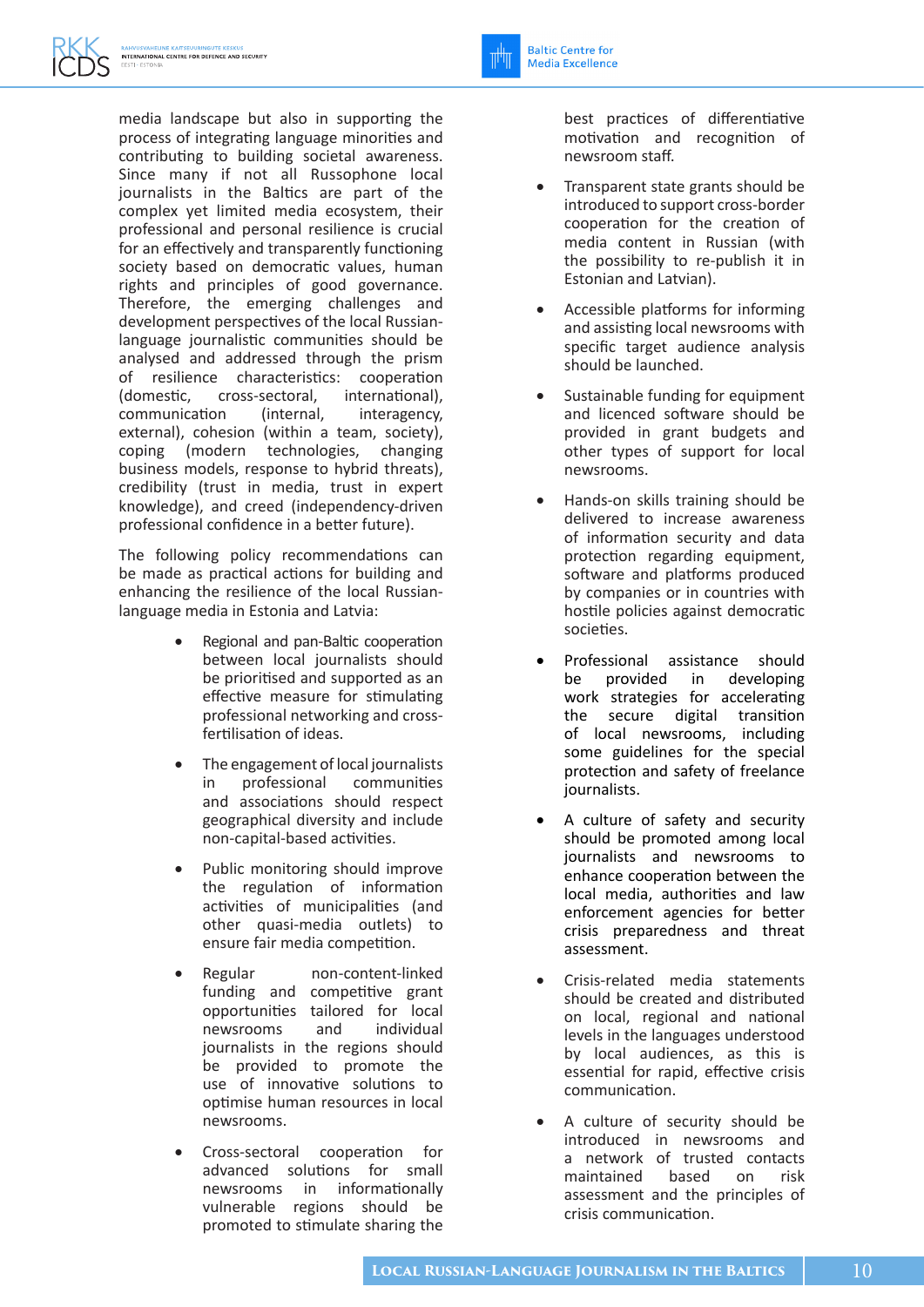media landscape but also in supporting the process of integrating language minorities and contributing to building societal awareness. Since many if not all Russophone local journalists in the Baltics are part of the complex yet limited media ecosystem, their professional and personal resilience is crucial for an effectively and transparently functioning society based on democratic values, human rights and principles of good governance. Therefore, the emerging challenges and development perspectives of the local Russian-language journalistic communities should be analysed and addressed through the prism of resilience characteristics: cooperation (domestic, cross-sectoral, international), communication (internal, interagency, external), cohesion (within a team, society), coping (modern technologies, changing business models, response to hybrid threats), credibility (trust in media, trust in expert knowledge), and creed (independency-driven professional confidence in a better future).

The following policy recommendations can be made as practical actions for building and enhancing the resilience of the local Russian-language media in Estonia and Latvia:

- Regional and pan-Baltic cooperation between local journalists should be prioritised and supported as an effective measure for stimulating professional networking and cross-fertilisation of ideas.
- The engagement of local journalists in professional communities and associations should respect geographical diversity and include non-capital-based activities.
- Public monitoring should improve the regulation of information activities of municipalities (and other quasi-media outlets) to ensure fair media competition.
- Regular non-content-linked funding and competitive grant opportunities tailored for local newsrooms and individual journalists in the regions should be provided to promote the use of innovative solutions to optimise human resources in local newsrooms.
- Cross-sectoral cooperation for advanced solutions for small newsrooms in informationally vulnerable regions should be promoted to stimulate sharing the best practices of differentiative motivation and recognition of newsroom staff.
- Transparent state grants should be introduced to support cross-border cooperation for the creation of media content in Russian (with the possibility to re-publish it in Estonian and Latvian).
- Accessible platforms for informing and assisting local newsrooms with specific target audience analysis should be launched.
- Sustainable funding for equipment and licenced software should be provided in grant budgets and other types of support for local newsrooms.
- Hands-on skills training should be delivered to increase awareness of information security and data protection regarding equipment, software and platforms produced by companies or in countries with hostile policies against democratic societies.
- Professional assistance should be provided in developing work strategies for accelerating the secure digital transition of local newsrooms, including some guidelines for the special protection and safety of freelance journalists.
- A culture of safety and security should be promoted among local journalists and newsrooms to enhance cooperation between the local media, authorities and law enforcement agencies for better crisis preparedness and threat assessment.
- Crisis-related media statements should be created and distributed on local, regional and national levels in the languages understood by local audiences, as this is essential for rapid, effective crisis communication.
- A culture of security should be introduced in newsrooms and a network of trusted contacts maintained based on risk assessment and the principles of crisis communication.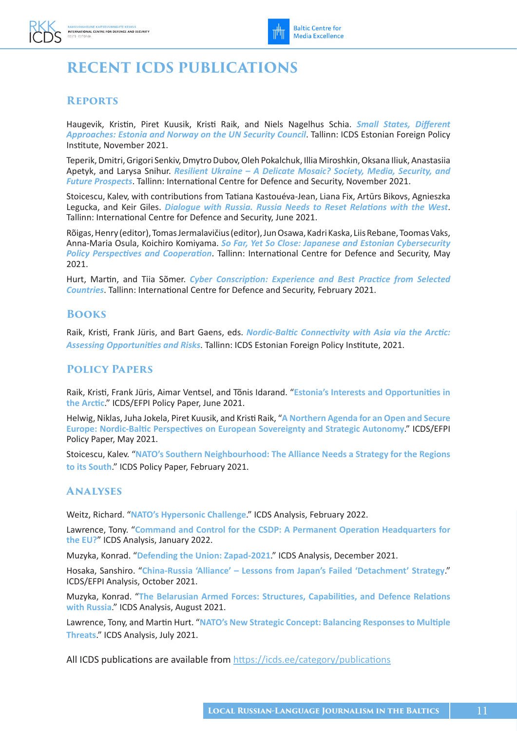# RECENT ICDS PUBLICATIONS

## Reports

Haugevik, Kristin, Piret Kuusik, Kristi Raik, and Niels Nagelhus Schia. *Small States, Different Approaches: Estonia and Norway on the UN Security Council*. Tallinn: ICDS Estonian Foreign Policy Institute, November 2021.

Teperik, Dmitri, Grigori Senkiv, Dmytro Dubov, Oleh Pokalchuk, Illia Miroshkin, Oksana Iliuk, Anastasiia Apetyk, and Larysa Snihur. *Resilient Ukraine – A Delicate Mosaic? Society, Media, Security, and Future Prospects*. Tallinn: International Centre for Defence and Security, November 2021.

Stoicescu, Kalev, with contributions from Tatiana Kastouéva-Jean, Liana Fix, Artūrs Bikovs, Agnieszka Legucka, and Keir Giles. *Dialogue with Russia. Russia Needs to Reset Relations with the West*. Tallinn: International Centre for Defence and Security, June 2021.

Rõigas, Henry (editor), Tomas Jermalavičius (editor), Jun Osawa, Kadri Kaska, Liis Rebane, Toomas Vaks, Anna-Maria Osula, Koichiro Komiyama. *So Far, Yet So Close: Japanese and Estonian Cybersecurity Policy Perspectives and Cooperation*. Tallinn: International Centre for Defence and Security, May 2021.

Hurt, Martin, and Tiia Sõmer. *Cyber Conscription: Experience and Best Practice from Selected Countries*. Tallinn: International Centre for Defence and Security, February 2021.

## Books

Raik, Kristi, Frank Jüris, and Bart Gaens, eds. *Nordic-Baltic Connectivity with Asia via the Arctic: Assessing Opportunities and Risks*. Tallinn: ICDS Estonian Foreign Policy Institute, 2021.

## Policy Papers

Raik, Kristi, Frank Jüris, Aimar Ventsel, and Tõnis Idarand. "**Estonia's Interests and Opportunities in the Arctic**." ICDS/EFPI Policy Paper, June 2021.

Helwig, Niklas, Juha Jokela, Piret Kuusik, and Kristi Raik, "**A Northern Agenda for an Open and Secure Europe: Nordic-Baltic Perspectives on European Sovereignty and Strategic Autonomy**." ICDS/EFPI Policy Paper, May 2021.

Stoicescu, Kalev. "**NATO's Southern Neighbourhood: The Alliance Needs a Strategy for the Regions to its South**." ICDS Policy Paper, February 2021.

## Analyses

Weitz, Richard. "**NATO's Hypersonic Challenge**." ICDS Analysis, February 2022.

Lawrence, Tony. "**Command and Control for the CSDP: A Permanent Operation Headquarters for the EU?**" ICDS Analysis, January 2022.

Muzyka, Konrad. "**Defending the Union: Zapad-2021**." ICDS Analysis, December 2021.

Hosaka, Sanshiro. "**China-Russia 'Alliance' – Lessons from Japan's Failed 'Detachment' Strategy**." ICDS/EFPI Analysis, October 2021.

Muzyka, Konrad. "**The Belarusian Armed Forces: Structures, Capabilities, and Defence Relations with Russia**." ICDS Analysis, August 2021.

Lawrence, Tony, and Martin Hurt. "**NATO's New Strategic Concept: Balancing Responses to Multiple Threats**." ICDS Analysis, July 2021.

All ICDS publications are available from https://icds.ee/category/publications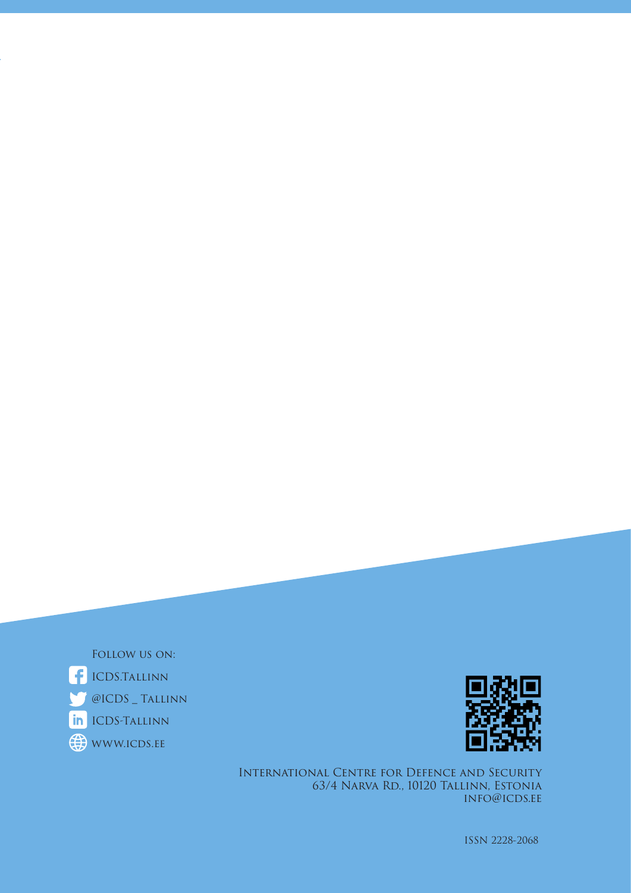Follow us on:

ICDS.Tallinn

@ICDS_Tallinn

ICDS-Tallinn

www.icds.ee

International Centre for Defence and Security
63/4 Narva Rd., 10120 Tallinn, Estonia
info@icds.ee

ISSN 2228-2068